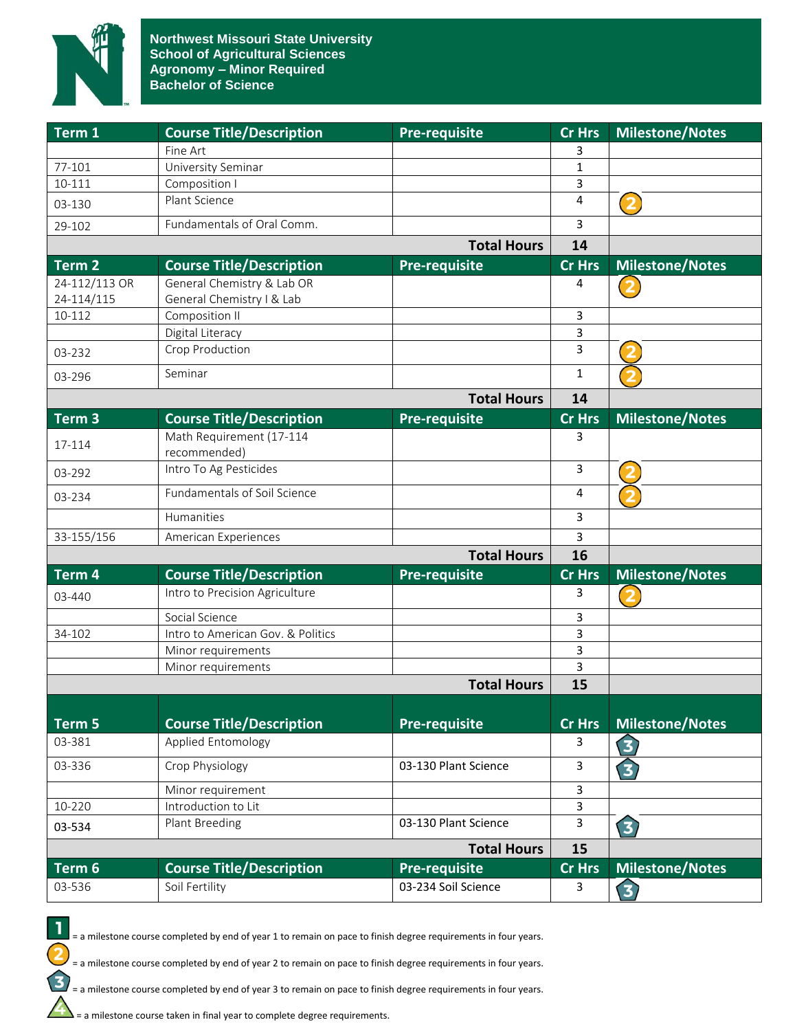# Northwest Missouri State University
## School of Agricultural Sciences
## Agronomy – Minor Required
## Bachelor of Science

| Term 1 | Course Title/Description | Pre-requisite | Cr Hrs | Milestone/Notes |
|---|---|---|---|---|
| | Fine Art | | 3 | |
| 77-101 | University Seminar | | 1 | |
| 10-111 | Composition I | | 3 | |
| 03-130 | Plant Science | | 4 | 2 |
| 29-102 | Fundamentals of Oral Comm. | | 3 | |
| | | **Total Hours** | **14** | |

| Term 2 | Course Title/Description | Pre-requisite | Cr Hrs | Milestone/Notes |
|---|---|---|---|---|
| 24-112/113 OR 24-114/115 | General Chemistry & Lab OR General Chemistry I & Lab | | 4 | 2 |
| 10-112 | Composition II | | 3 | |
| | Digital Literacy | | 3 | |
| 03-232 | Crop Production | | 3 | 2 |
| 03-296 | Seminar | | 1 | 2 |
| | | **Total Hours** | **14** | |

| Term 3 | Course Title/Description | Pre-requisite | Cr Hrs | Milestone/Notes |
|---|---|---|---|---|
| 17-114 | Math Requirement (17-114 recommended) | | 3 | |
| 03-292 | Intro To Ag Pesticides | | 3 | 2 |
| 03-234 | Fundamentals of Soil Science | | 4 | 2 |
| | Humanities | | 3 | |
| 33-155/156 | American Experiences | | 3 | |
| | | **Total Hours** | **16** | |

| Term 4 | Course Title/Description | Pre-requisite | Cr Hrs | Milestone/Notes |
|---|---|---|---|---|
| 03-440 | Intro to Precision Agriculture | | 3 | 2 |
| | Social Science | | 3 | |
| 34-102 | Intro to American Gov. & Politics | | 3 | |
| | Minor requirements | | 3 | |
| | Minor requirements | | 3 | |
| | | **Total Hours** | **15** | |

| Term 5 | Course Title/Description | Pre-requisite | Cr Hrs | Milestone/Notes |
|---|---|---|---|---|
| 03-381 | Applied Entomology | | 3 | 3 |
| 03-336 | Crop Physiology | 03-130 Plant Science | 3 | 3 |
| | Minor requirement | | 3 | |
| 10-220 | Introduction to Lit | | 3 | |
| 03-534 | Plant Breeding | 03-130 Plant Science | 3 | 3 |
| | | **Total Hours** | **15** | |

| Term 6 | Course Title/Description | Pre-requisite | Cr Hrs | Milestone/Notes |
|---|---|---|---|---|
| 03-536 | Soil Fertility | 03-234 Soil Science | 3 | 3 |

1 = a milestone course completed by end of year 1 to remain on pace to finish degree requirements in four years.

2 = a milestone course completed by end of year 2 to remain on pace to finish degree requirements in four years.

3 = a milestone course completed by end of year 3 to remain on pace to finish degree requirements in four years.

4 = a milestone course taken in final year to complete degree requirements.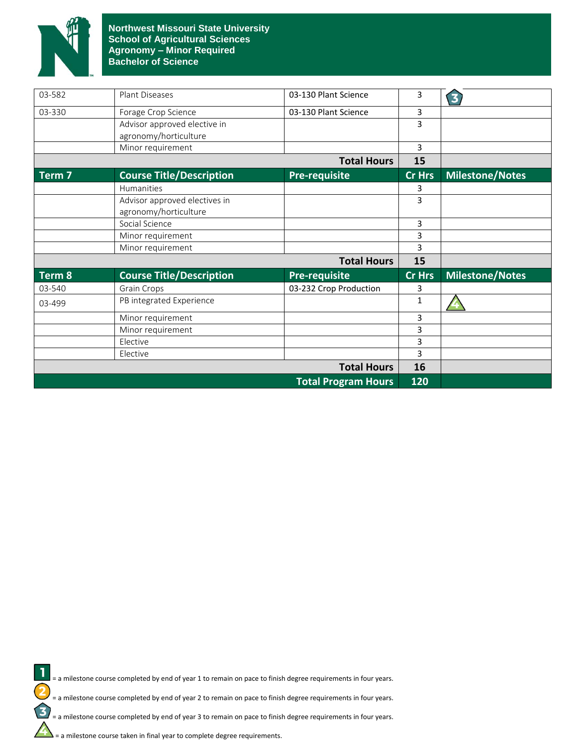**Northwest Missouri State University**
**School of Agricultural Sciences**
**Agronomy – Minor Required**
**Bachelor of Science**

| | | | | |
|---|---|---|---|---|
| 03-582 | Plant Diseases | 03-130 Plant Science | 3 | 3 |
| 03-330 | Forage Crop Science | 03-130 Plant Science | 3 | |
| | Advisor approved elective in agronomy/horticulture | | 3 | |
| | Minor requirement | | 3 | |
| | | **Total Hours** | **15** | |
| **Term 7** | **Course Title/Description** | **Pre-requisite** | **Cr Hrs** | **Milestone/Notes** |
| | Humanities | | 3 | |
| | Advisor approved electives in agronomy/horticulture | | 3 | |
| | Social Science | | 3 | |
| | Minor requirement | | 3 | |
| | Minor requirement | | 3 | |
| | | **Total Hours** | **15** | |
| **Term 8** | **Course Title/Description** | **Pre-requisite** | **Cr Hrs** | **Milestone/Notes** |
| 03-540 | Grain Crops | 03-232 Crop Production | 3 | |
| 03-499 | PB integrated Experience | | 1 | 4 |
| | Minor requirement | | 3 | |
| | Minor requirement | | 3 | |
| | Elective | | 3 | |
| | Elective | | 3 | |
| | | **Total Hours** | **16** | |
| | | **Total Program Hours** | **120** | |

1 = a milestone course completed by end of year 1 to remain on pace to finish degree requirements in four years.

2 = a milestone course completed by end of year 2 to remain on pace to finish degree requirements in four years.

3 = a milestone course completed by end of year 3 to remain on pace to finish degree requirements in four years.

4 = a milestone course taken in final year to complete degree requirements.